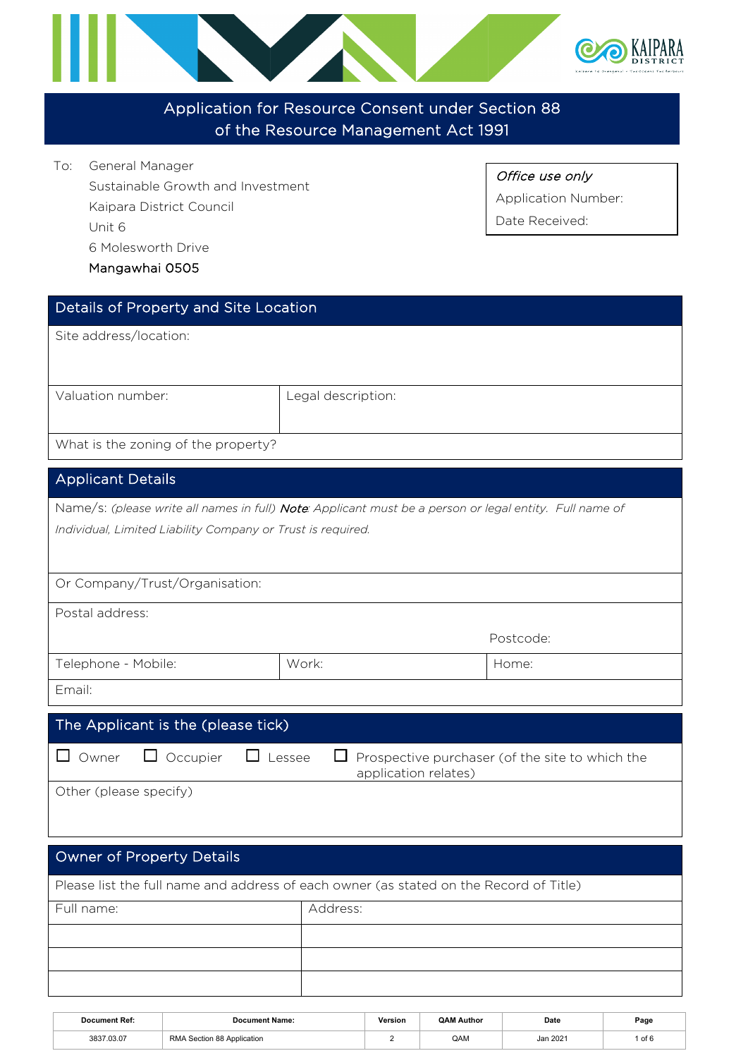# Application for Resource Consent under Section 88 of the Resource Management Act 1991

To: General Manager
Sustainable Growth and Investment
Kaipara District Council
Unit 6
6 Molesworth Drive
Mangawhai 0505

| *Office use only* |
|---|
| Application Number: |
| Date Received: |

## Details of Property and Site Location

| Site address/location: | |
|---|---|
| Valuation number: | Legal description: |
| What is the zoning of the property? | |

## Applicant Details

| Name/s: *(please write all names in full)* ***Note****: Applicant must be a person or legal entity. Full name of Individual, Limited Liability Company or Trust is required.* | | |
|---|---|---|
| Or Company/Trust/Organisation: | | |
| Postal address: | | Postcode: |
| Telephone - Mobile: | Work: | Home: |
| Email: | | |

## The Applicant is the (please tick)

☐ Owner ☐ Occupier ☐ Lessee ☐ Prospective purchaser (of the site to which the application relates)

Other (please specify)

## Owner of Property Details

Please list the full name and address of each owner (as stated on the Record of Title)

| Full name: | Address: |
|---|---|
| | |
| | |
| | |

| Document Ref: | Document Name: | Version | QAM Author | Date |
|---|---|---|---|---|
| 3837.03.07 | RMA Section 88 Application | 2 | QAM | Jan 2021 |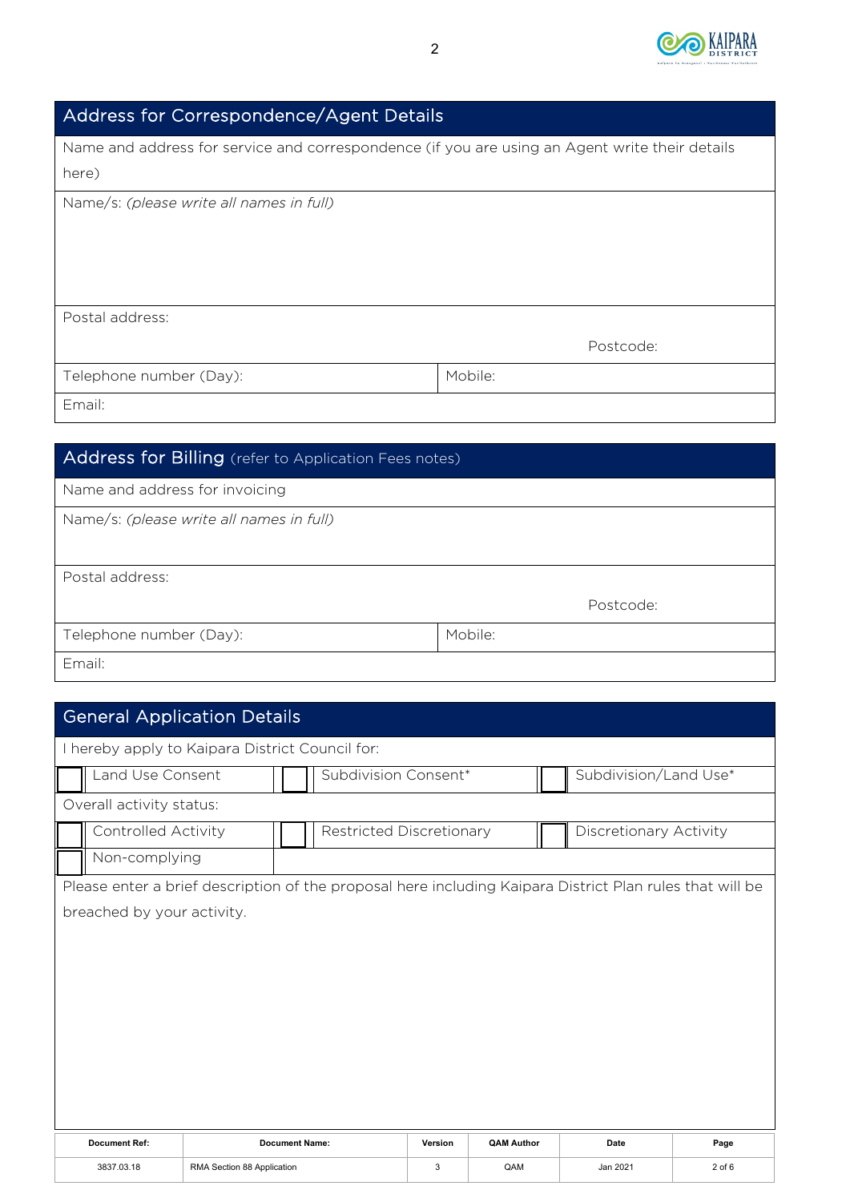## Address for Correspondence/Agent Details

| Name and address for service and correspondence (if you are using an Agent write their details here) | |
|---|---|
| Name/s: *(please write all names in full)* | |
| Postal address: Postcode: | |
| Telephone number (Day): | Mobile: |
| Email: | |

## Address for Billing (refer to Application Fees notes)

| Name and address for invoicing | |
|---|---|
| Name/s: *(please write all names in full)* | |
| Postal address: Postcode: | |
| Telephone number (Day): | Mobile: |
| Email: | |

## General Application Details

I hereby apply to Kaipara District Council for:

| | | | | | |
|---|---|---|---|---|---|
| ☐ | Land Use Consent | ☐ | Subdivision Consent* | ☐ | Subdivision/Land Use* |

Overall activity status:

| | | | | | |
|---|---|---|---|---|---|
| ☐ | Controlled Activity | ☐ | Restricted Discretionary | ☐ | Discretionary Activity |
| ☐ | Non-complying | | | | |

Please enter a brief description of the proposal here including Kaipara District Plan rules that will be breached by your activity.

| Document Ref: | Document Name: | Version | QAM Author | Date |
|---|---|---|---|---|
| 3837.03.18 | RMA Section 88 Application | 3 | QAM | Jan 2021 |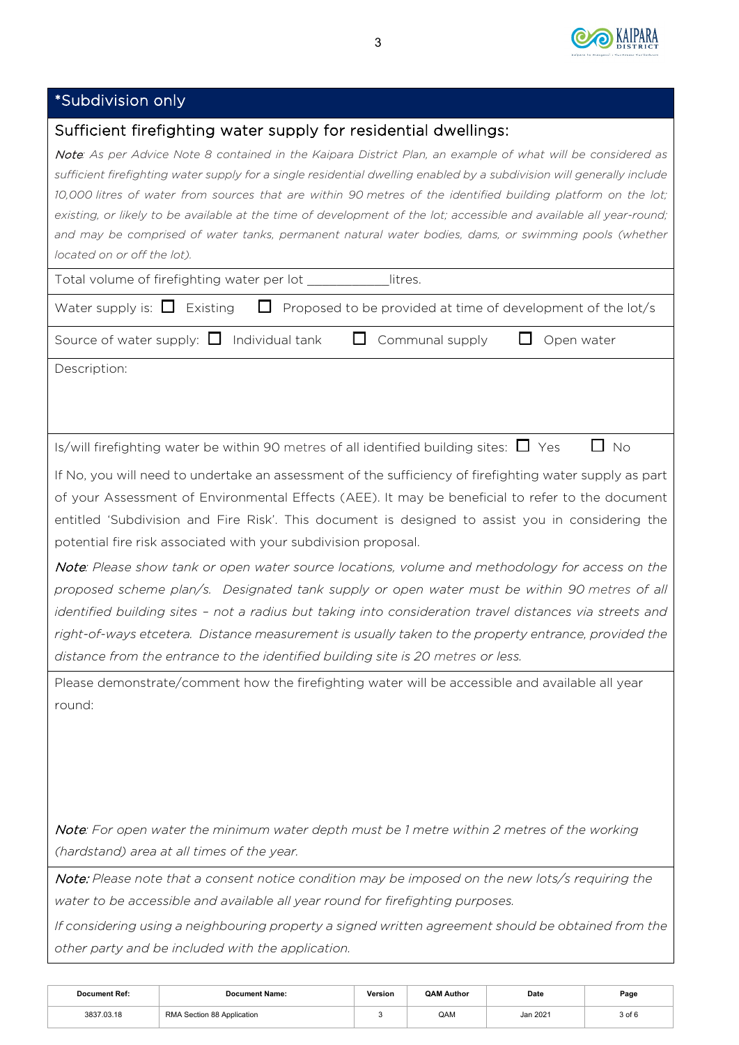## *Subdivision only

### Sufficient firefighting water supply for residential dwellings:

***Note**: As per Advice Note 8 contained in the Kaipara District Plan, an example of what will be considered as sufficient firefighting water supply for a single residential dwelling enabled by a subdivision will generally include 10,000 litres of water from sources that are within 90 metres of the identified building platform on the lot; existing, or likely to be available at the time of development of the lot; accessible and available all year-round; and may be comprised of water tanks, permanent natural water bodies, dams, or swimming pools (whether located on or off the lot).*

Total volume of firefighting water per lot ____________litres.

Water supply is: ☐ Existing ☐ Proposed to be provided at time of development of the lot/s

Source of water supply: ☐ Individual tank ☐ Communal supply ☐ Open water

Description:

Is/will firefighting water be within 90 metres of all identified building sites: ☐ Yes ☐ No

If No, you will need to undertake an assessment of the sufficiency of firefighting water supply as part of your Assessment of Environmental Effects (AEE). It may be beneficial to refer to the document entitled 'Subdivision and Fire Risk'. This document is designed to assist you in considering the potential fire risk associated with your subdivision proposal.

***Note**: Please show tank or open water source locations, volume and methodology for access on the proposed scheme plan/s. Designated tank supply or open water must be within 90 metres of all identified building sites – not a radius but taking into consideration travel distances via streets and right-of-ways etcetera. Distance measurement is usually taken to the property entrance, provided the distance from the entrance to the identified building site is 20 metres or less.*

Please demonstrate/comment how the firefighting water will be accessible and available all year round:

***Note**: For open water the minimum water depth must be 1 metre within 2 metres of the working (hardstand) area at all times of the year.*

***Note:** Please note that a consent notice condition may be imposed on the new lots/s requiring the water to be accessible and available all year round for firefighting purposes.*

*If considering using a neighbouring property a signed written agreement should be obtained from the other party and be included with the application.*

| Document Ref: | Document Name: | Version | QAM Author | Date |
|---|---|---|---|---|
| 3837.03.18 | RMA Section 88 Application | 3 | QAM | Jan 2021 |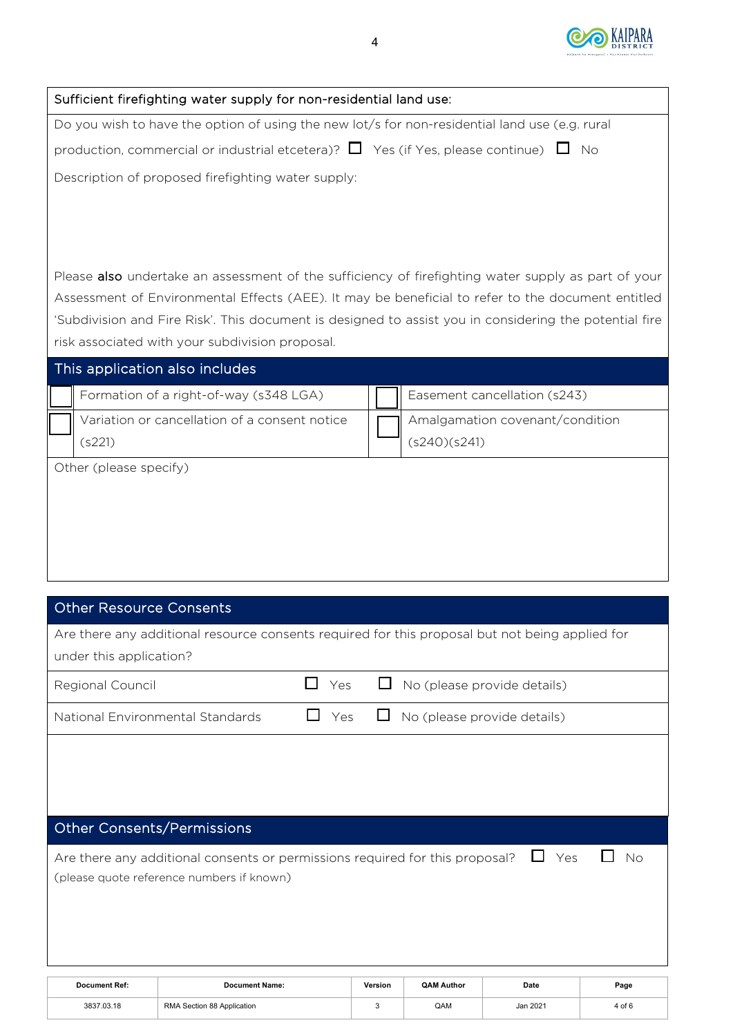## Sufficient firefighting water supply for non-residential land use:

Do you wish to have the option of using the new lot/s for non-residential land use (e.g. rural production, commercial or industrial etcetera)? ☐ Yes (if Yes, please continue) ☐ No

Description of proposed firefighting water supply:

Please **also** undertake an assessment of the sufficiency of firefighting water supply as part of your Assessment of Environmental Effects (AEE). It may be beneficial to refer to the document entitled 'Subdivision and Fire Risk'. This document is designed to assist you in considering the potential fire risk associated with your subdivision proposal.

## This application also includes

| | | | |
|---|---|---|---|
| ☐ | Formation of a right-of-way (s348 LGA) | ☐ | Easement cancellation (s243) |
| ☐ | Variation or cancellation of a consent notice (s221) | ☐ | Amalgamation covenant/condition (s240)(s241) |

Other (please specify)

## Other Resource Consents

Are there any additional resource consents required for this proposal but not being applied for under this application?

| | | |
|---|---|---|
| Regional Council | ☐ Yes | ☐ No (please provide details) |
| National Environmental Standards | ☐ Yes | ☐ No (please provide details) |

## Other Consents/Permissions

Are there any additional consents or permissions required for this proposal? ☐ Yes ☐ No
(please quote reference numbers if known)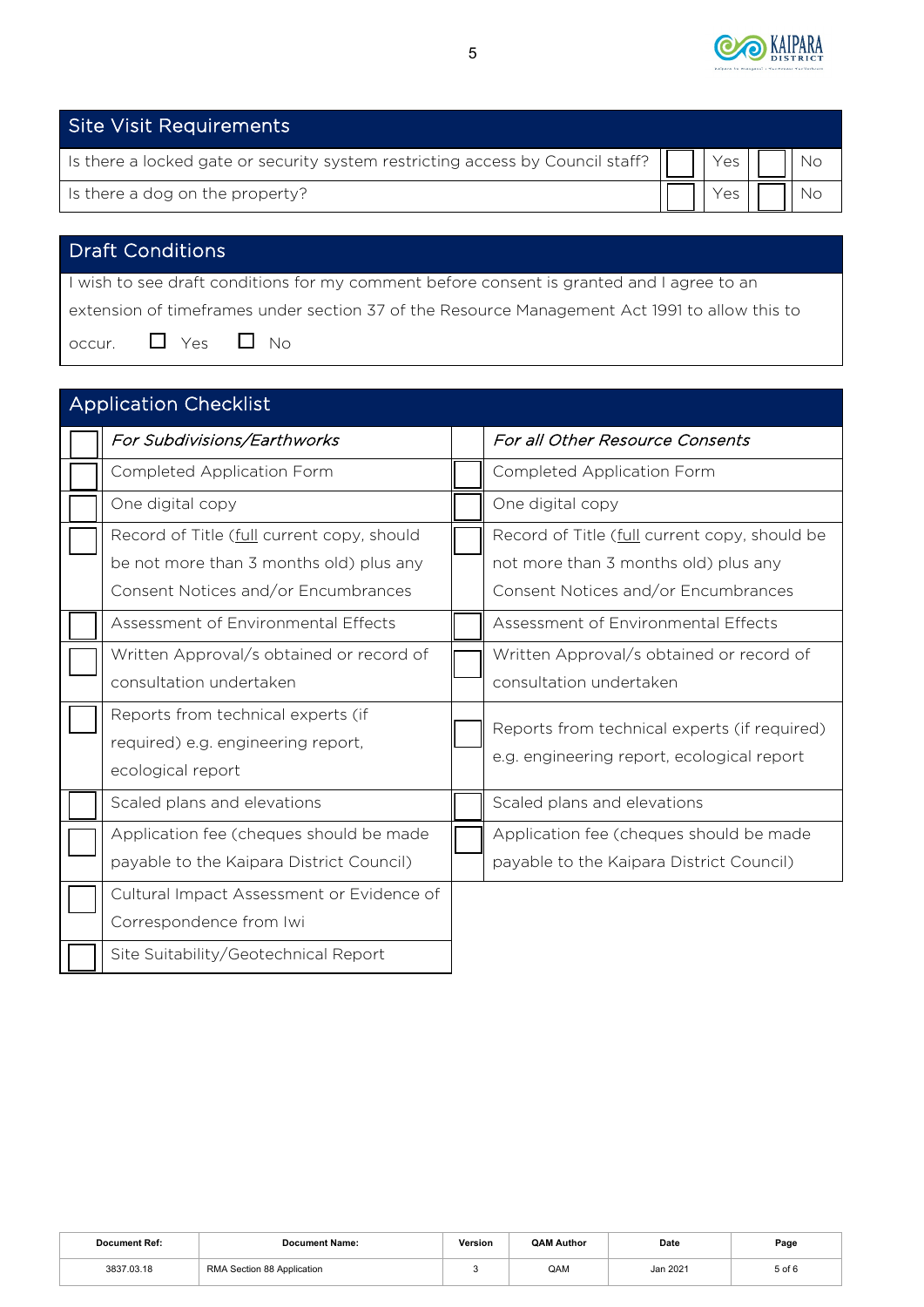## Site Visit Requirements

| | | | | |
|---|---|---|---|---|
| Is there a locked gate or security system restricting access by Council staff? | ☐ | Yes | ☐ | No |
| Is there a dog on the property? | ☐ | Yes | ☐ | No |

## Draft Conditions

I wish to see draft conditions for my comment before consent is granted and I agree to an extension of timeframes under section 37 of the Resource Management Act 1991 to allow this to occur. ☐ Yes ☐ No

## Application Checklist

| | | | |
|---|---|---|---|
| ☐ | *For Subdivisions/Earthworks* | | *For all Other Resource Consents* |
| ☐ | Completed Application Form | ☐ | Completed Application Form |
| ☐ | One digital copy | ☐ | One digital copy |
| ☐ | Record of Title (full current copy, should be not more than 3 months old) plus any Consent Notices and/or Encumbrances | ☐ | Record of Title (full current copy, should be not more than 3 months old) plus any Consent Notices and/or Encumbrances |
| ☐ | Assessment of Environmental Effects | ☐ | Assessment of Environmental Effects |
| ☐ | Written Approval/s obtained or record of consultation undertaken | ☐ | Written Approval/s obtained or record of consultation undertaken |
| ☐ | Reports from technical experts (if required) e.g. engineering report, ecological report | ☐ | Reports from technical experts (if required) e.g. engineering report, ecological report |
| ☐ | Scaled plans and elevations | ☐ | Scaled plans and elevations |
| ☐ | Application fee (cheques should be made payable to the Kaipara District Council) | ☐ | Application fee (cheques should be made payable to the Kaipara District Council) |
| ☐ | Cultural Impact Assessment or Evidence of Correspondence from Iwi | | |
| ☐ | Site Suitability/Geotechnical Report | | |

| Document Ref: | Document Name: | Version | QAM Author | Date |
|---|---|---|---|---|
| 3837.03.18 | RMA Section 88 Application | 3 | QAM | Jan 2021 |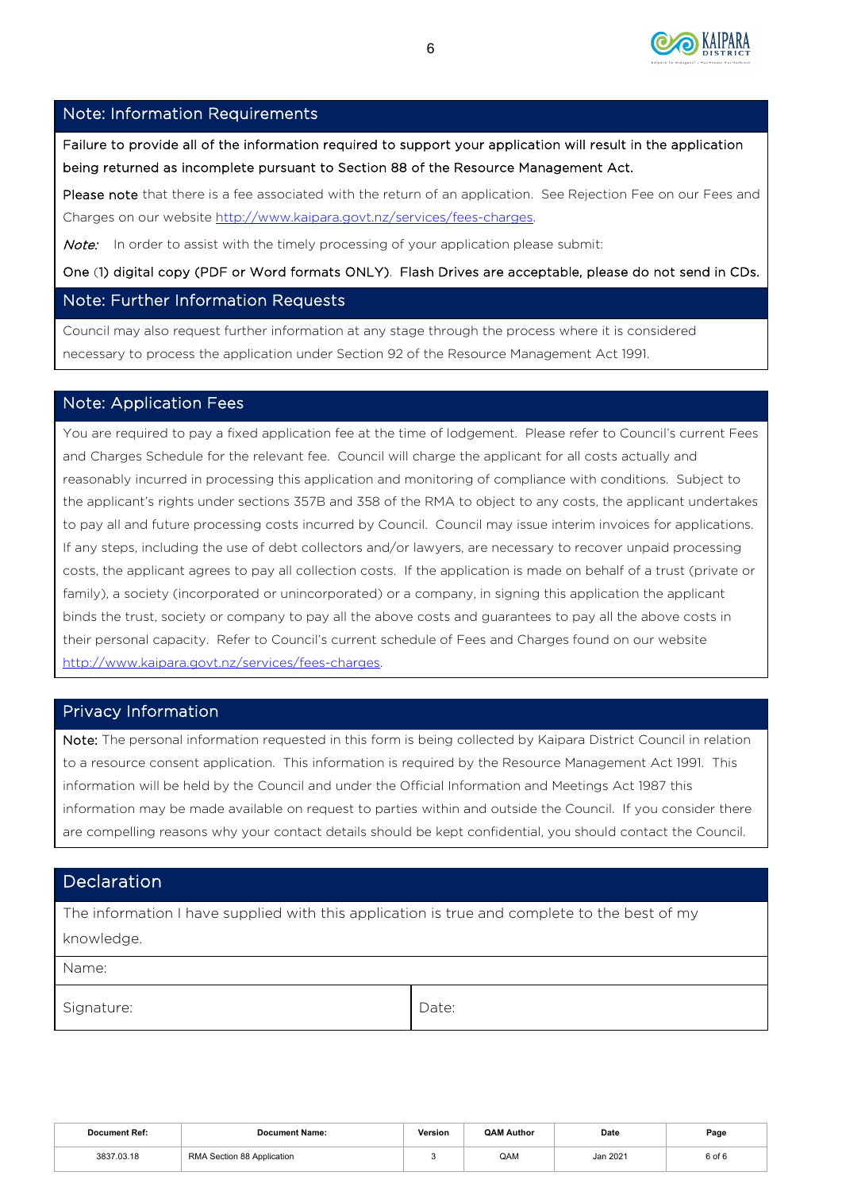## Note: Information Requirements

Failure to provide all of the information required to support your application will result in the application being returned as incomplete pursuant to Section 88 of the Resource Management Act.

Please note that there is a fee associated with the return of an application. See Rejection Fee on our Fees and Charges on our website http://www.kaipara.govt.nz/services/fees-charges.

*Note:* In order to assist with the timely processing of your application please submit:

One (1) digital copy (PDF or Word formats ONLY). Flash Drives are acceptable, please do not send in CDs.

## Note: Further Information Requests

Council may also request further information at any stage through the process where it is considered necessary to process the application under Section 92 of the Resource Management Act 1991.

## Note: Application Fees

You are required to pay a fixed application fee at the time of lodgement. Please refer to Council's current Fees and Charges Schedule for the relevant fee. Council will charge the applicant for all costs actually and reasonably incurred in processing this application and monitoring of compliance with conditions. Subject to the applicant's rights under sections 357B and 358 of the RMA to object to any costs, the applicant undertakes to pay all and future processing costs incurred by Council. Council may issue interim invoices for applications. If any steps, including the use of debt collectors and/or lawyers, are necessary to recover unpaid processing costs, the applicant agrees to pay all collection costs. If the application is made on behalf of a trust (private or family), a society (incorporated or unincorporated) or a company, in signing this application the applicant binds the trust, society or company to pay all the above costs and guarantees to pay all the above costs in their personal capacity. Refer to Council's current schedule of Fees and Charges found on our website http://www.kaipara.govt.nz/services/fees-charges.

## Privacy Information

Note: The personal information requested in this form is being collected by Kaipara District Council in relation to a resource consent application. This information is required by the Resource Management Act 1991. This information will be held by the Council and under the Official Information and Meetings Act 1987 this information may be made available on request to parties within and outside the Council. If you consider there are compelling reasons why your contact details should be kept confidential, you should contact the Council.

## Declaration

The information I have supplied with this application is true and complete to the best of my knowledge.

| | |
|---|---|
| Name: | |
| Signature: | Date: |

| Document Ref: | Document Name: | Version | QAM Author | Date | Page |
|---|---|---|---|---|---|
| 3837.03.18 | RMA Section 88 Application | 3 | QAM | Jan 2021 | 6 of 6 |